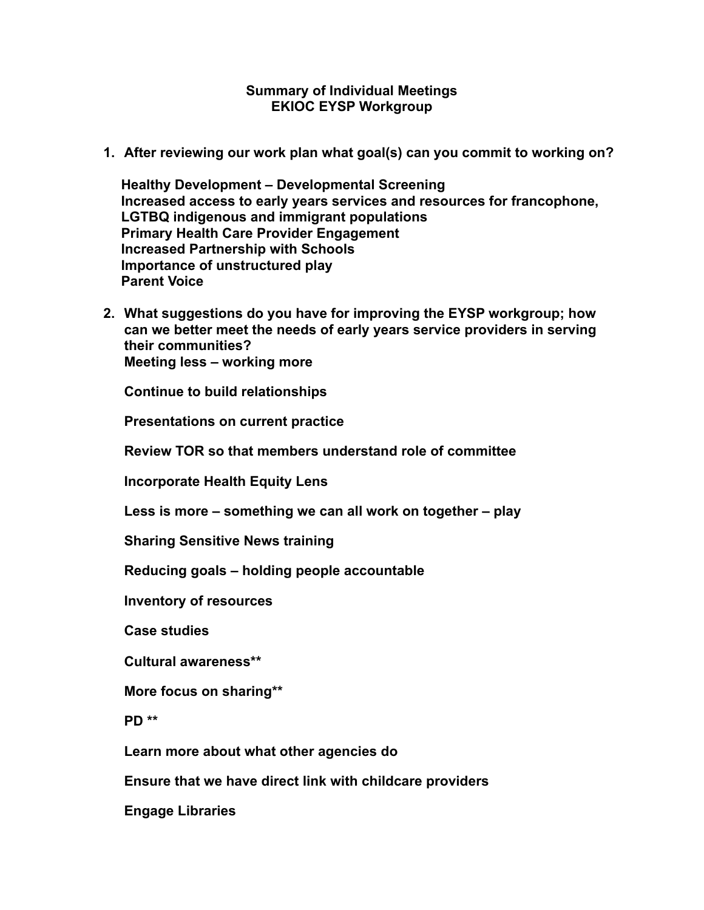**Summary of Individual Meetings**
**EKIOC EYSP Workgroup**

1. **After reviewing our work plan what goal(s) can you commit to working on?**

   **Healthy Development – Developmental Screening**
   **Increased access to early years services and resources for francophone, LGTBQ indigenous and immigrant populations**
   **Primary Health Care Provider Engagement**
   **Increased Partnership with Schools**
   **Importance of unstructured play**
   **Parent Voice**

2. **What suggestions do you have for improving the EYSP workgroup; how can we better meet the needs of early years service providers in serving their communities?**
   **Meeting less – working more**

   **Continue to build relationships**

   **Presentations on current practice**

   **Review TOR so that members understand role of committee**

   **Incorporate Health Equity Lens**

   **Less is more – something we can all work on together – play**

   **Sharing Sensitive News training**

   **Reducing goals – holding people accountable**

   **Inventory of resources**

   **Case studies**

   **Cultural awareness****

   **More focus on sharing****

   **PD ****

   **Learn more about what other agencies do**

   **Ensure that we have direct link with childcare providers**

   **Engage Libraries**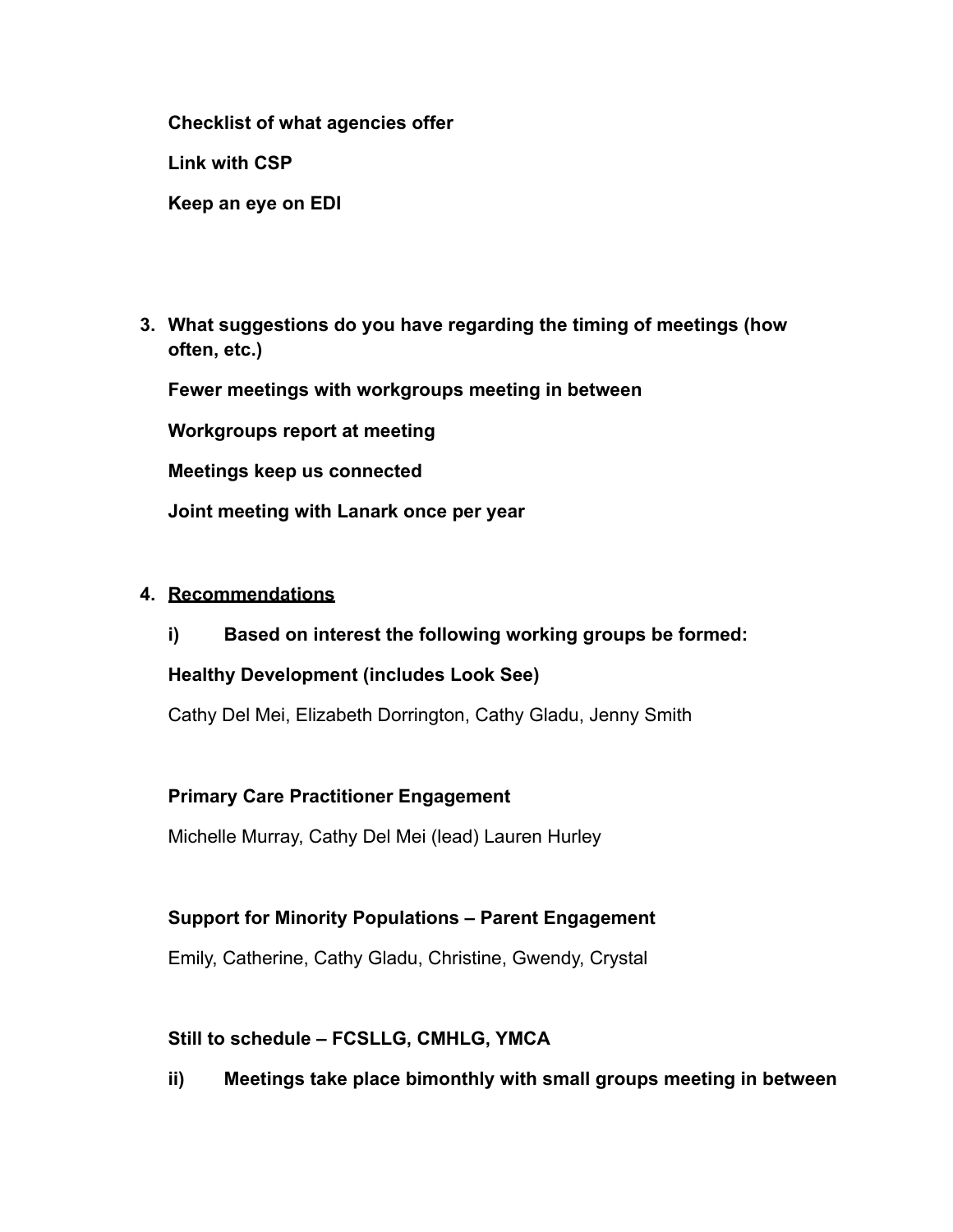**Checklist of what agencies offer**

**Link with CSP**

**Keep an eye on EDI**

3. **What suggestions do you have regarding the timing of meetings (how often, etc.)**

   **Fewer meetings with workgroups meeting in between**

   **Workgroups report at meeting**

   **Meetings keep us connected**

   **Joint meeting with Lanark once per year**

4. **<u>Recommendations</u>**

   **i) Based on interest the following working groups be formed:**

   **Healthy Development (includes Look See)**

   Cathy Del Mei, Elizabeth Dorrington, Cathy Gladu, Jenny Smith

   **Primary Care Practitioner Engagement**

   Michelle Murray, Cathy Del Mei (lead) Lauren Hurley

   **Support for Minority Populations – Parent Engagement**

   Emily, Catherine, Cathy Gladu, Christine, Gwendy, Crystal

   **Still to schedule – FCSLLG, CMHLG, YMCA**

   **ii) Meetings take place bimonthly with small groups meeting in between**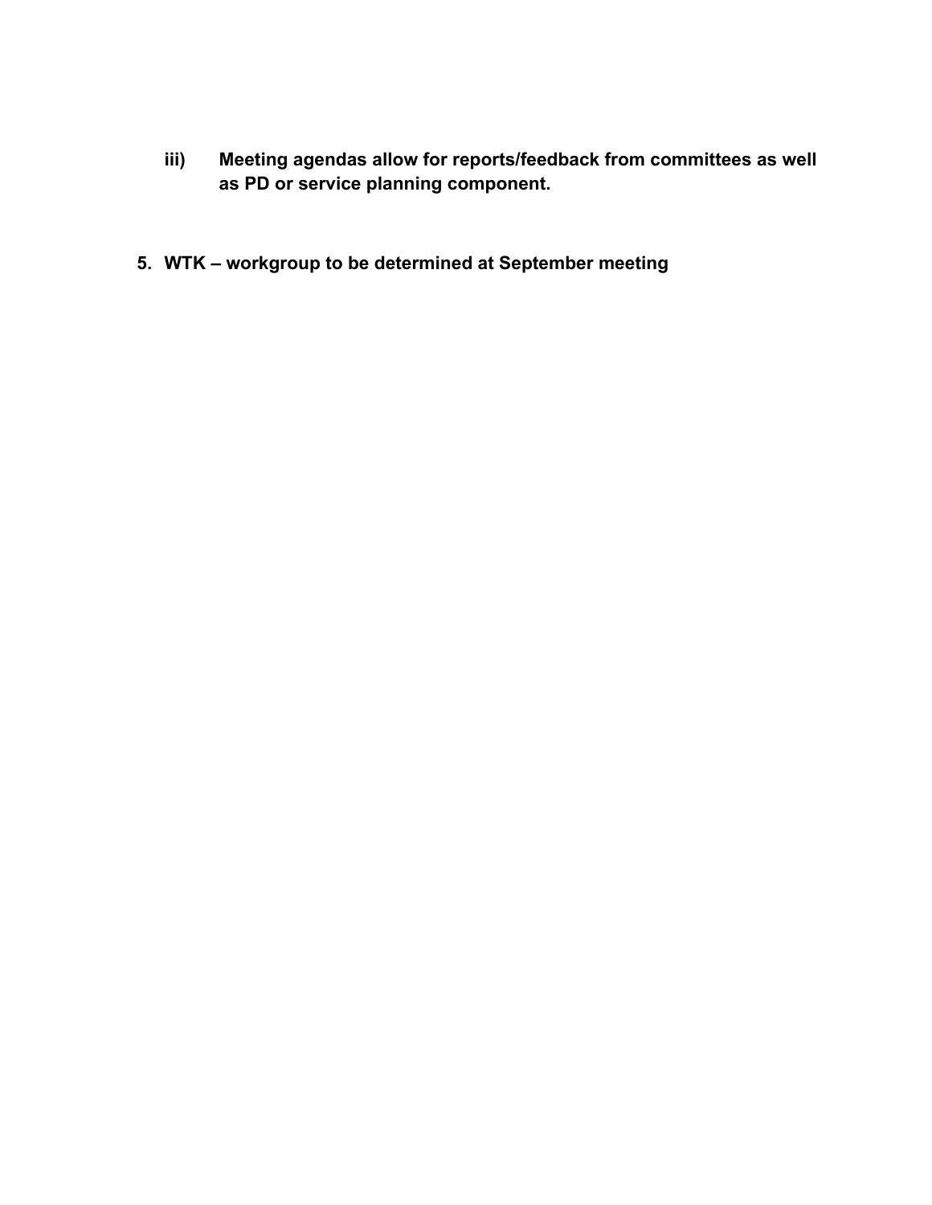**iii) Meeting agendas allow for reports/feedback from committees as well as PD or service planning component.**

**5. WTK – workgroup to be determined at September meeting**